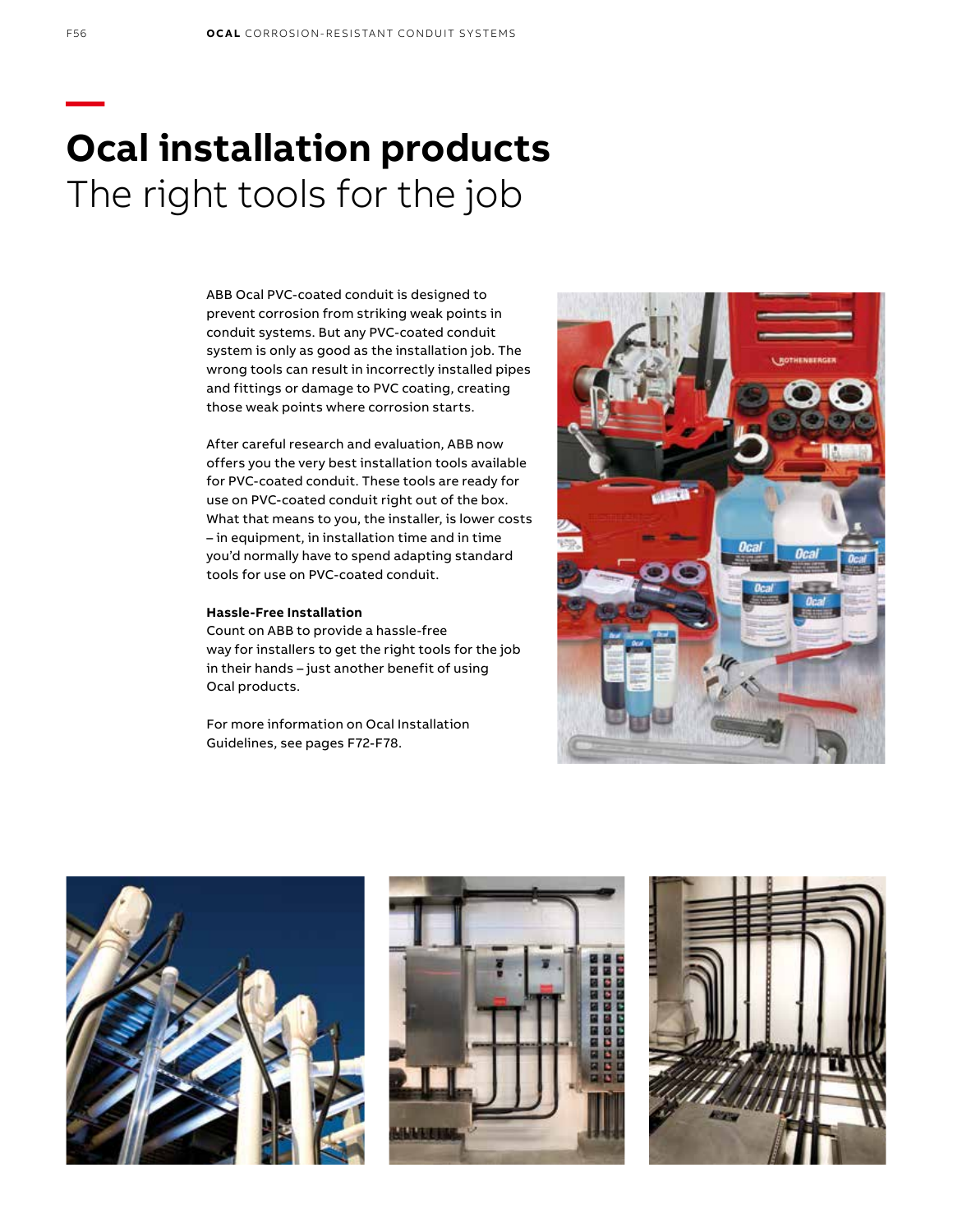# Ocal installation products
## The right tools for the job

ABB Ocal PVC-coated conduit is designed to prevent corrosion from striking weak points in conduit systems. But any PVC-coated conduit system is only as good as the installation job. The wrong tools can result in incorrectly installed pipes and fittings or damage to PVC coating, creating those weak points where corrosion starts.

After careful research and evaluation, ABB now offers you the very best installation tools available for PVC-coated conduit. These tools are ready for use on PVC-coated conduit right out of the box. What that means to you, the installer, is lower costs – in equipment, in installation time and in time you'd normally have to spend adapting standard tools for use on PVC-coated conduit.

**Hassle-Free Installation**

Count on ABB to provide a hassle-free way for installers to get the right tools for the job in their hands – just another benefit of using Ocal products.

For more information on Ocal Installation Guidelines, see pages F72-F78.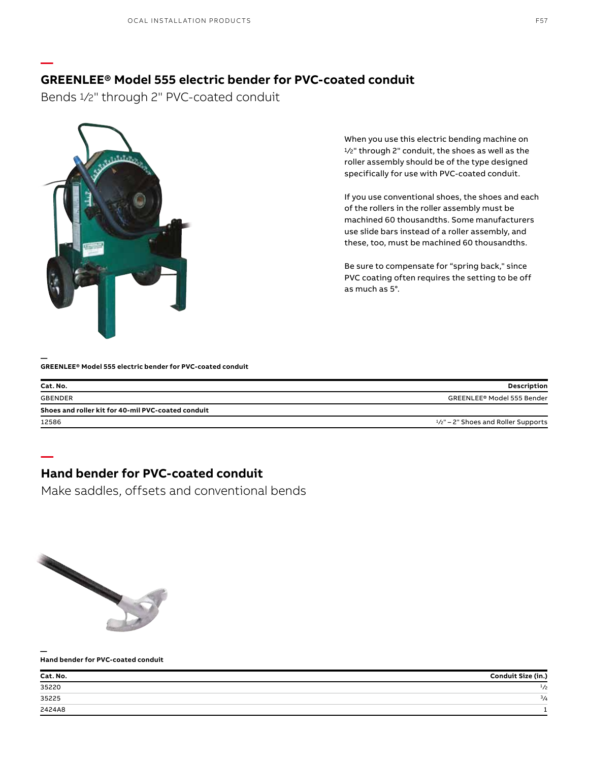## GREENLEE® Model 555 electric bender for PVC-coated conduit

Bends ½" through 2" PVC-coated conduit

When you use this electric bending machine on ½" through 2" conduit, the shoes as well as the roller assembly should be of the type designed specifically for use with PVC-coated conduit.

If you use conventional shoes, the shoes and each of the rollers in the roller assembly must be machined 60 thousandths. Some manufacturers use slide bars instead of a roller assembly, and these, too, must be machined 60 thousandths.

Be sure to compensate for "spring back," since PVC coating often requires the setting to be off as much as 5°.

**GREENLEE® Model 555 electric bender for PVC-coated conduit**

| Cat. No. | Description |
|---|---|
| GBENDER | GREENLEE® Model 555 Bender |
| **Shoes and roller kit for 40-mil PVC-coated conduit** | |
| 12586 | ½" – 2" Shoes and Roller Supports |

## Hand bender for PVC-coated conduit

Make saddles, offsets and conventional bends

**Hand bender for PVC-coated conduit**

| Cat. No. | Conduit Size (in.) |
|---|---|
| 35220 | ½ |
| 35225 | ¾ |
| 2424A8 | 1 |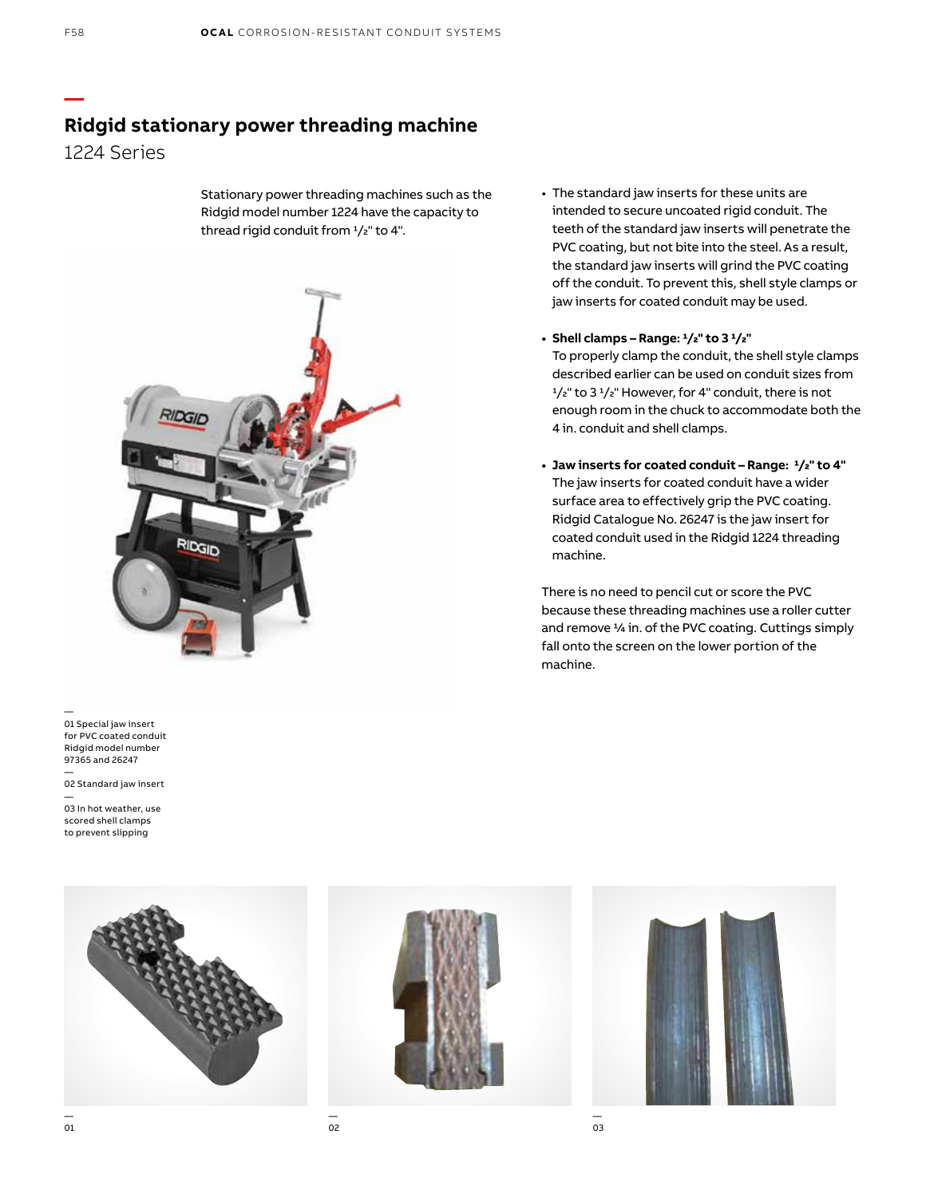## Ridgid stationary power threading machine

1224 Series

Stationary power threading machines such as the Ridgid model number 1224 have the capacity to thread rigid conduit from 1/2" to 4".

- The standard jaw inserts for these units are intended to secure uncoated rigid conduit. The teeth of the standard jaw inserts will penetrate the PVC coating, but not bite into the steel. As a result, the standard jaw inserts will grind the PVC coating off the conduit. To prevent this, shell style clamps or jaw inserts for coated conduit may be used.

- **Shell clamps – Range: 1/2" to 3 1/2"**
  To properly clamp the conduit, the shell style clamps described earlier can be used on conduit sizes from 1/2" to 3 1/2" However, for 4" conduit, there is not enough room in the chuck to accommodate both the 4 in. conduit and shell clamps.

- **Jaw inserts for coated conduit – Range: 1/2" to 4"**
  The jaw inserts for coated conduit have a wider surface area to effectively grip the PVC coating. Ridgid Catalogue No. 26247 is the jaw insert for coated conduit used in the Ridgid 1224 threading machine.

There is no need to pencil cut or score the PVC because these threading machines use a roller cutter and remove ¼ in. of the PVC coating. Cuttings simply fall onto the screen on the lower portion of the machine.

01 Special jaw insert for PVC coated conduit Ridgid model number 97365 and 26247

02 Standard jaw insert

03 In hot weather, use scored shell clamps to prevent slipping

01

02

03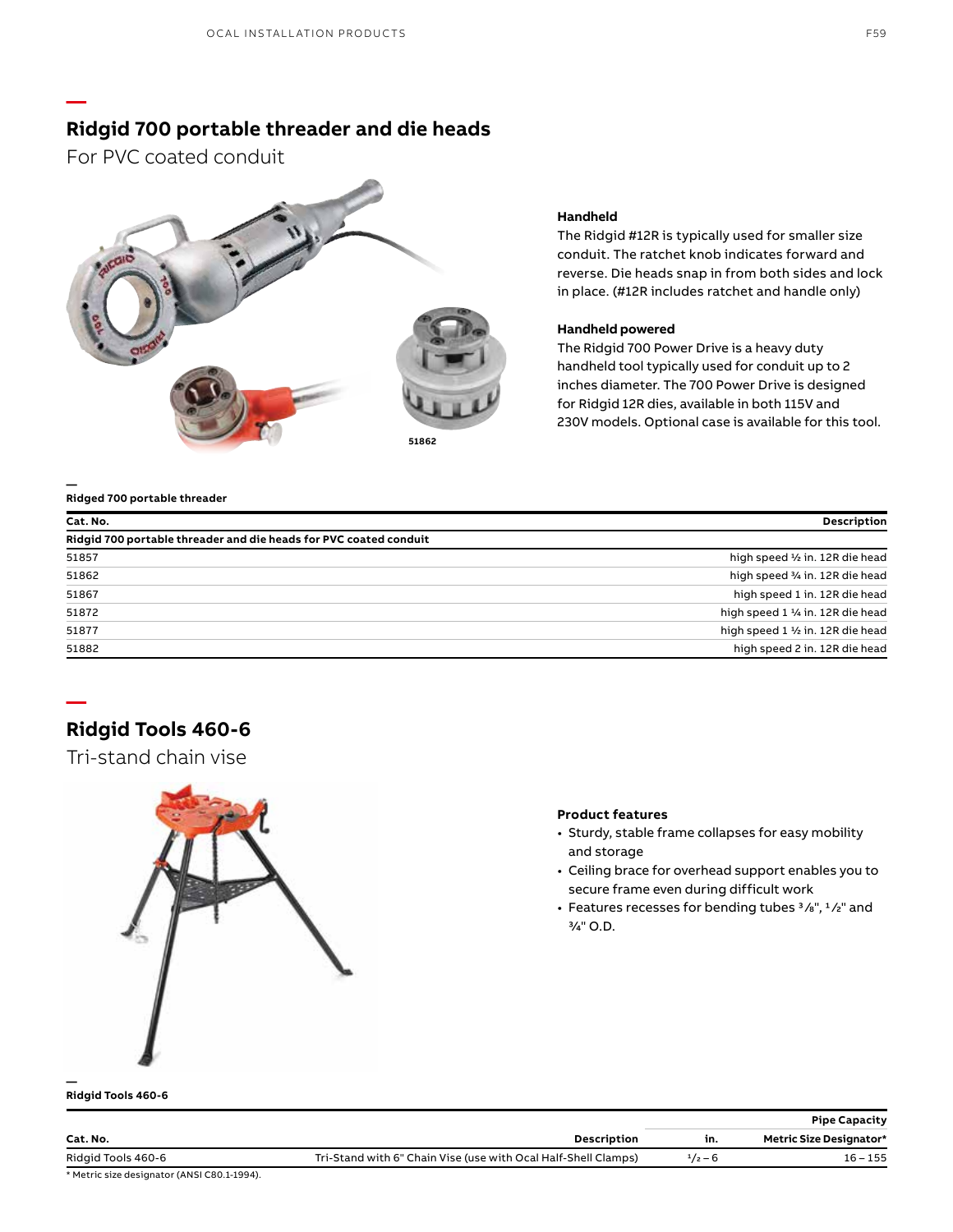## Ridgid 700 portable threader and die heads

For PVC coated conduit

51862

**Handheld**

The Ridgid #12R is typically used for smaller size conduit. The ratchet knob indicates forward and reverse. Die heads snap in from both sides and lock in place. (#12R includes ratchet and handle only)

**Handheld powered**

The Ridgid 700 Power Drive is a heavy duty handheld tool typically used for conduit up to 2 inches diameter. The 700 Power Drive is designed for Ridgid 12R dies, available in both 115V and 230V models. Optional case is available for this tool.

**Ridged 700 portable threader**

| Cat. No. | Description |
| --- | --- |
| **Ridgid 700 portable threader and die heads for PVC coated conduit** | |
| 51857 | high speed ½ in. 12R die head |
| 51862 | high speed ¾ in. 12R die head |
| 51867 | high speed 1 in. 12R die head |
| 51872 | high speed 1 ¼ in. 12R die head |
| 51877 | high speed 1 ½ in. 12R die head |
| 51882 | high speed 2 in. 12R die head |

## Ridgid Tools 460-6

Tri-stand chain vise

**Product features**

- Sturdy, stable frame collapses for easy mobility and storage
- Ceiling brace for overhead support enables you to secure frame even during difficult work
- Features recesses for bending tubes ⅜", ½" and ¾" O.D.

**Ridgid Tools 460-6**

| | | Pipe Capacity | |
| --- | --- | --- | --- |
| Cat. No. | Description | in. | Metric Size Designator* |
| Ridgid Tools 460-6 | Tri-Stand with 6" Chain Vise (use with Ocal Half-Shell Clamps) | ½ – 6 | 16 – 155 |

* Metric size designator (ANSI C80.1-1994).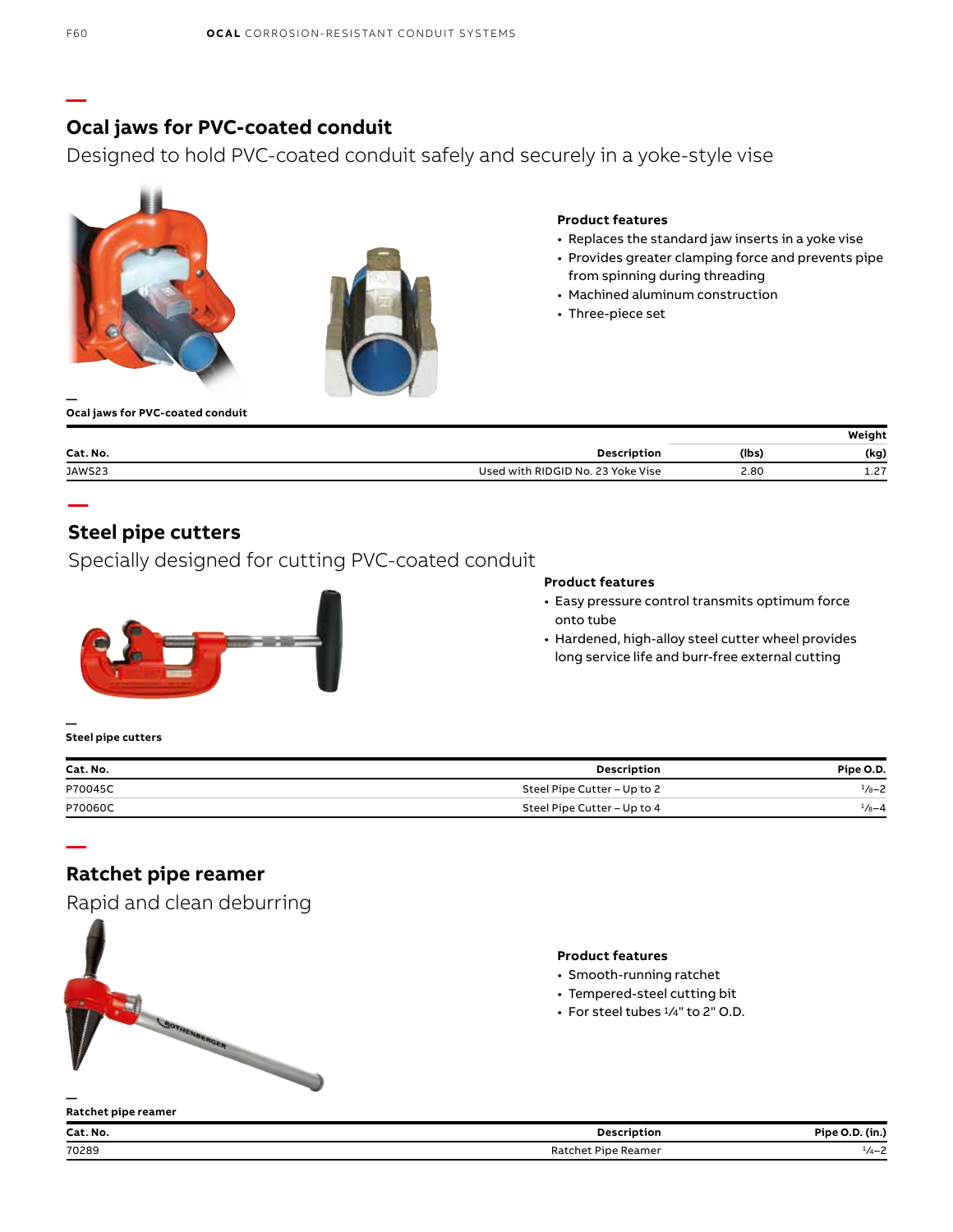## Ocal jaws for PVC-coated conduit

Designed to hold PVC-coated conduit safely and securely in a yoke-style vise

**Product features**

- Replaces the standard jaw inserts in a yoke vise
- Provides greater clamping force and prevents pipe from spinning during threading
- Machined aluminum construction
- Three-piece set

**Ocal jaws for PVC-coated conduit**

| Cat. No. | Description | Weight (lbs) | Weight (kg) |
|---|---|---|---|
| JAWS23 | Used with RIDGID No. 23 Yoke Vise | 2.80 | 1.27 |

## Steel pipe cutters

Specially designed for cutting PVC-coated conduit

**Product features**

- Easy pressure control transmits optimum force onto tube
- Hardened, high-alloy steel cutter wheel provides long service life and burr-free external cutting

**Steel pipe cutters**

| Cat. No. | Description | Pipe O.D. |
|---|---|---|
| P70045C | Steel Pipe Cutter – Up to 2 | 1/8–2 |
| P70060C | Steel Pipe Cutter – Up to 4 | 1/8–4 |

## Ratchet pipe reamer

Rapid and clean deburring

**Product features**

- Smooth-running ratchet
- Tempered-steel cutting bit
- For steel tubes 1/4" to 2" O.D.

**Ratchet pipe reamer**

| Cat. No. | Description | Pipe O.D. (in.) |
|---|---|---|
| 70289 | Ratchet Pipe Reamer | 1/4–2 |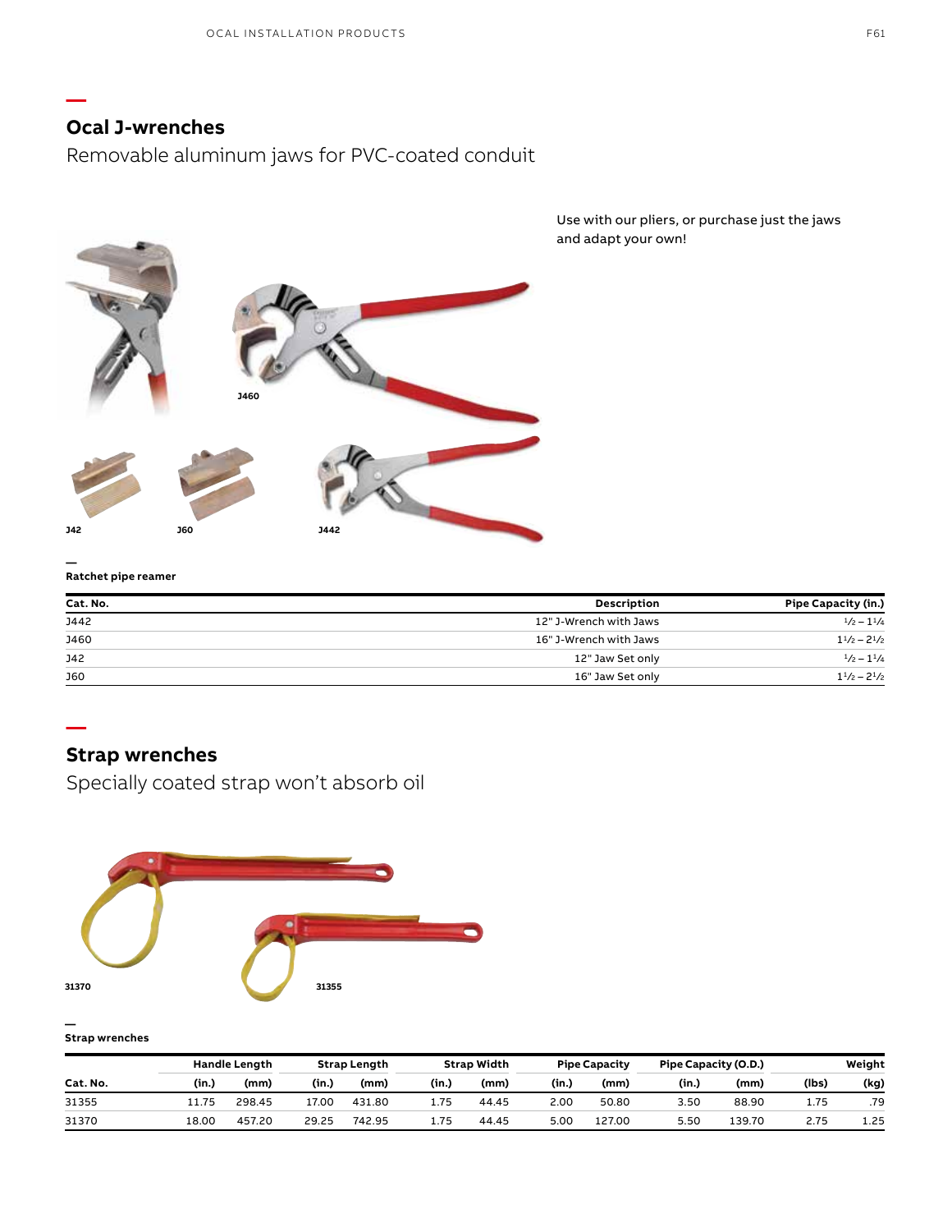## Ocal J-wrenches

Removable aluminum jaws for PVC-coated conduit

Use with our pliers, or purchase just the jaws and adapt your own!

J460

J42 J60 J442

**Ratchet pipe reamer**

| Cat. No. | Description | Pipe Capacity (in.) |
|---|---|---|
| J442 | 12" J-Wrench with Jaws | $^1/_2$ – $1^1/_4$ |
| J460 | 16" J-Wrench with Jaws | $1^1/_2$ – $2^1/_2$ |
| J42 | 12" Jaw Set only | $^1/_2$ – $1^1/_4$ |
| J60 | 16" Jaw Set only | $1^1/_2$ – $2^1/_2$ |

## Strap wrenches

Specially coated strap won't absorb oil

31370 31355

**Strap wrenches**

| | Handle Length | | Strap Length | | Strap Width | | Pipe Capacity | | Pipe Capacity (O.D.) | | Weight | |
|---|---|---|---|---|---|---|---|---|---|---|---|---|
| Cat. No. | (in.) | (mm) | (in.) | (mm) | (in.) | (mm) | (in.) | (mm) | (in.) | (mm) | (lbs) | (kg) |
| 31355 | 11.75 | 298.45 | 17.00 | 431.80 | 1.75 | 44.45 | 2.00 | 50.80 | 3.50 | 88.90 | 1.75 | .79 |
| 31370 | 18.00 | 457.20 | 29.25 | 742.95 | 1.75 | 44.45 | 5.00 | 127.00 | 5.50 | 139.70 | 2.75 | 1.25 |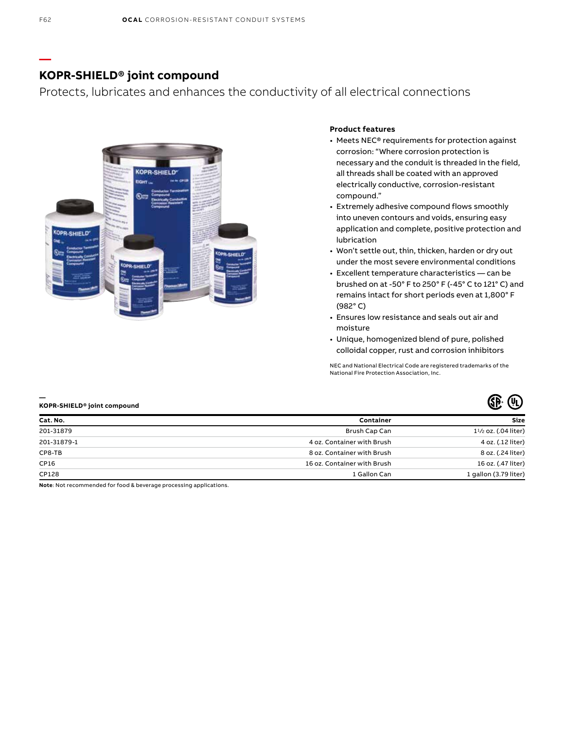## KOPR-SHIELD® joint compound

Protects, lubricates and enhances the conductivity of all electrical connections

**Product features**

- Meets NEC® requirements for protection against corrosion: "Where corrosion protection is necessary and the conduit is threaded in the field, all threads shall be coated with an approved electrically conductive, corrosion-resistant compound."
- Extremely adhesive compound flows smoothly into uneven contours and voids, ensuring easy application and complete, positive protection and lubrication
- Won't settle out, thin, thicken, harden or dry out under the most severe environmental conditions
- Excellent temperature characteristics — can be brushed on at -50° F to 250° F (-45° C to 121° C) and remains intact for short periods even at 1,800° F (982° C)
- Ensures low resistance and seals out air and moisture
- Unique, homogenized blend of pure, polished colloidal copper, rust and corrosion inhibitors

NEC and National Electrical Code are registered trademarks of the National Fire Protection Association, Inc.

**KOPR-SHIELD® joint compound**

| Cat. No. | Container | Size |
|---|---|---|
| 201-31879 | Brush Cap Can | 1½ oz. (.04 liter) |
| 201-31879-1 | 4 oz. Container with Brush | 4 oz. (.12 liter) |
| CP8-TB | 8 oz. Container with Brush | 8 oz. (.24 liter) |
| CP16 | 16 oz. Container with Brush | 16 oz. (.47 liter) |
| CP128 | 1 Gallon Can | 1 gallon (3.79 liter) |

**Note**: Not recommended for food & beverage processing applications.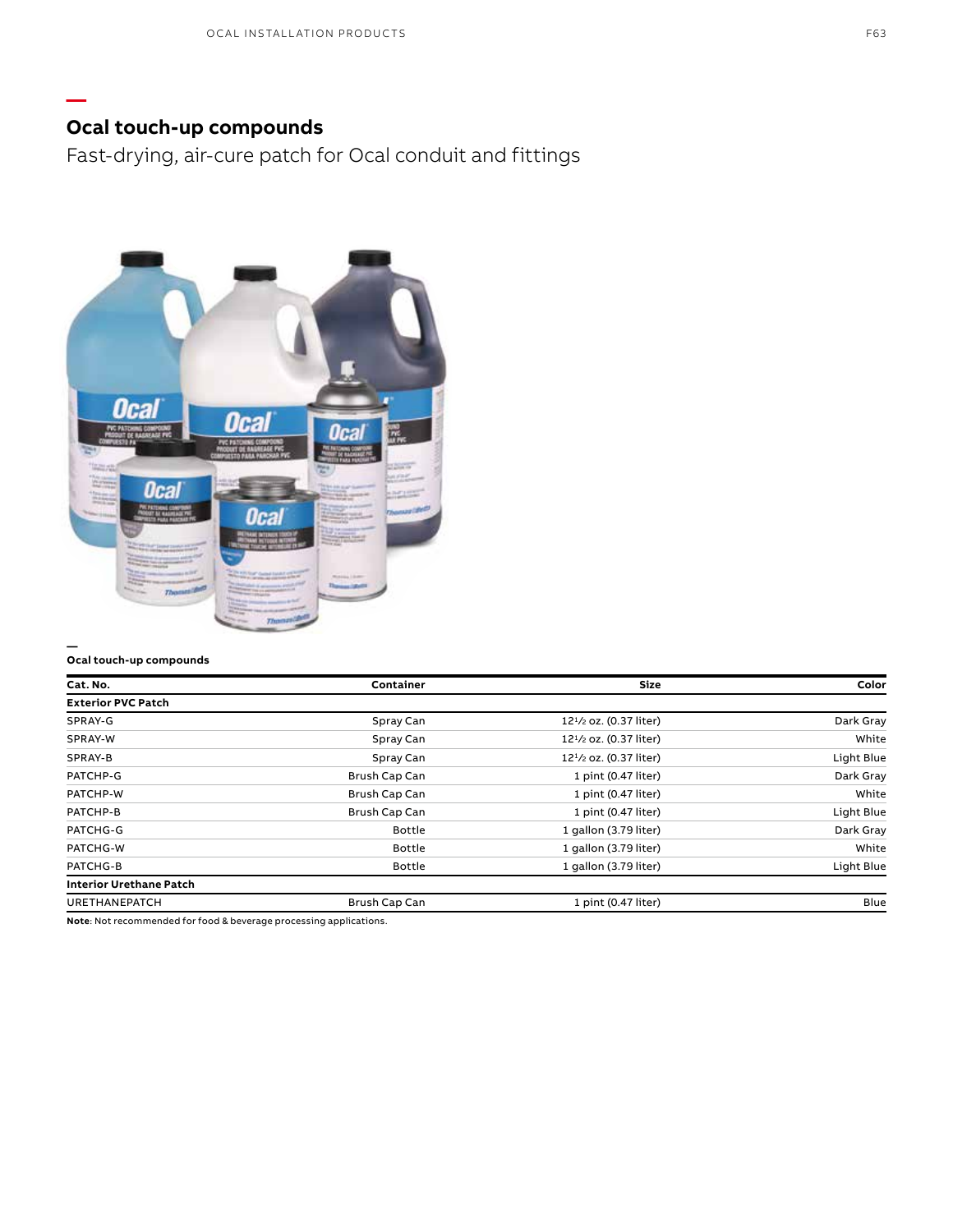## Ocal touch-up compounds

Fast-drying, air-cure patch for Ocal conduit and fittings

**Ocal touch-up compounds**

| Cat. No. | Container | Size | Color |
| --- | --- | --- | --- |
| **Exterior PVC Patch** | | | |
| SPRAY-G | Spray Can | 12½ oz. (0.37 liter) | Dark Gray |
| SPRAY-W | Spray Can | 12½ oz. (0.37 liter) | White |
| SPRAY-B | Spray Can | 12½ oz. (0.37 liter) | Light Blue |
| PATCHP-G | Brush Cap Can | 1 pint (0.47 liter) | Dark Gray |
| PATCHP-W | Brush Cap Can | 1 pint (0.47 liter) | White |
| PATCHP-B | Brush Cap Can | 1 pint (0.47 liter) | Light Blue |
| PATCHG-G | Bottle | 1 gallon (3.79 liter) | Dark Gray |
| PATCHG-W | Bottle | 1 gallon (3.79 liter) | White |
| PATCHG-B | Bottle | 1 gallon (3.79 liter) | Light Blue |
| **Interior Urethane Patch** | | | |
| URETHANEPATCH | Brush Cap Can | 1 pint (0.47 liter) | Blue |

**Note**: Not recommended for food & beverage processing applications.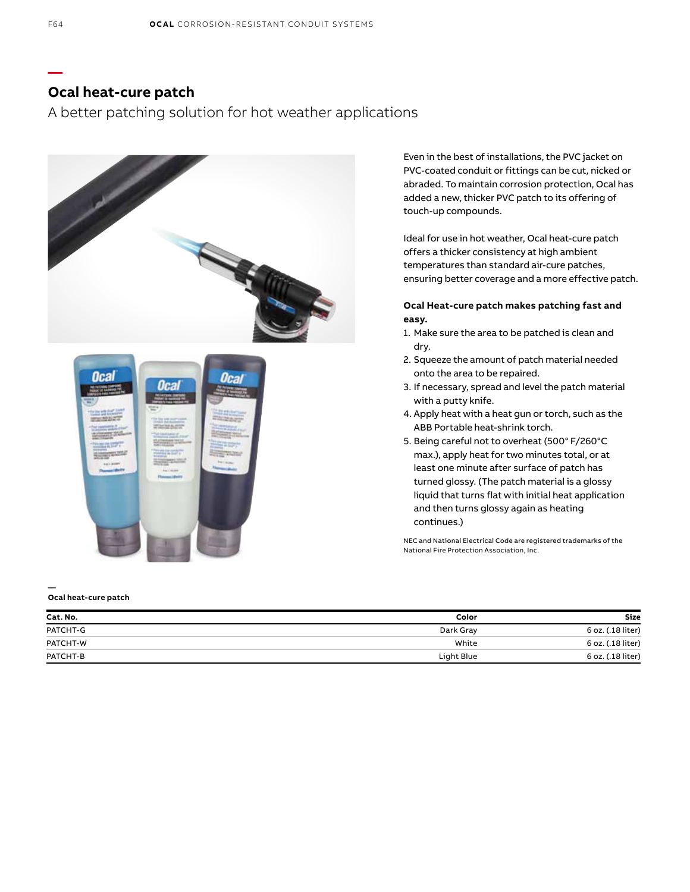## Ocal heat-cure patch

A better patching solution for hot weather applications

Even in the best of installations, the PVC jacket on PVC-coated conduit or fittings can be cut, nicked or abraded. To maintain corrosion protection, Ocal has added a new, thicker PVC patch to its offering of touch-up compounds.

Ideal for use in hot weather, Ocal heat-cure patch offers a thicker consistency at high ambient temperatures than standard air-cure patches, ensuring better coverage and a more effective patch.

**Ocal Heat-cure patch makes patching fast and easy.**

1. Make sure the area to be patched is clean and dry.
2. Squeeze the amount of patch material needed onto the area to be repaired.
3. If necessary, spread and level the patch material with a putty knife.
4. Apply heat with a heat gun or torch, such as the ABB Portable heat-shrink torch.
5. Being careful not to overheat (500° F/260°C max.), apply heat for two minutes total, or at least one minute after surface of patch has turned glossy. (The patch material is a glossy liquid that turns flat with initial heat application and then turns glossy again as heating continues.)

NEC and National Electrical Code are registered trademarks of the National Fire Protection Association, Inc.

**Ocal heat-cure patch**

| Cat. No. | Color | Size |
|---|---|---|
| PATCHT-G | Dark Gray | 6 oz. (.18 liter) |
| PATCHT-W | White | 6 oz. (.18 liter) |
| PATCHT-B | Light Blue | 6 oz. (.18 liter) |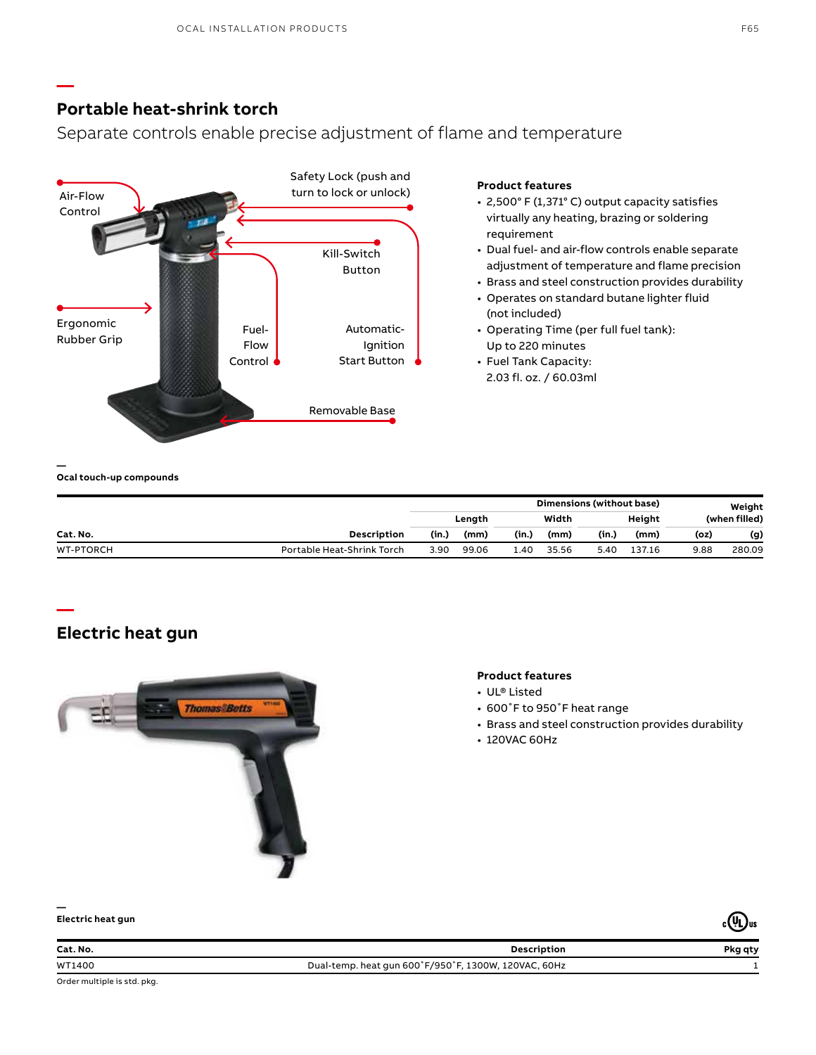## Portable heat-shrink torch

Separate controls enable precise adjustment of flame and temperature

Air-Flow Control

Safety Lock (push and turn to lock or unlock)

Kill-Switch Button

Ergonomic Rubber Grip

Fuel-Flow Control

Automatic-Ignition Start Button

Removable Base

**Product features**

- 2,500° F (1,371° C) output capacity satisfies virtually any heating, brazing or soldering requirement
- Dual fuel- and air-flow controls enable separate adjustment of temperature and flame precision
- Brass and steel construction provides durability
- Operates on standard butane lighter fluid (not included)
- Operating Time (per full fuel tank): Up to 220 minutes
- Fuel Tank Capacity: 2.03 fl. oz. / 60.03ml

**Ocal touch-up compounds**

| | | Dimensions (without base) | | | | | | Weight (when filled) | |
|---|---|---|---|---|---|---|---|---|---|
| | | Length | | Width | | Height | | | |
| Cat. No. | Description | (in.) | (mm) | (in.) | (mm) | (in.) | (mm) | (oz) | (g) |
| WT-PTORCH | Portable Heat-Shrink Torch | 3.90 | 99.06 | 1.40 | 35.56 | 5.40 | 137.16 | 9.88 | 280.09 |

## Electric heat gun

**Product features**

- UL® Listed
- 600˚F to 950˚F heat range
- Brass and steel construction provides durability
- 120VAC 60Hz

**Electric heat gun**

| Cat. No. | Description | Pkg qty |
|---|---|---|
| WT1400 | Dual-temp. heat gun 600˚F/950˚F, 1300W, 120VAC, 60Hz | 1 |

Order multiple is std. pkg.